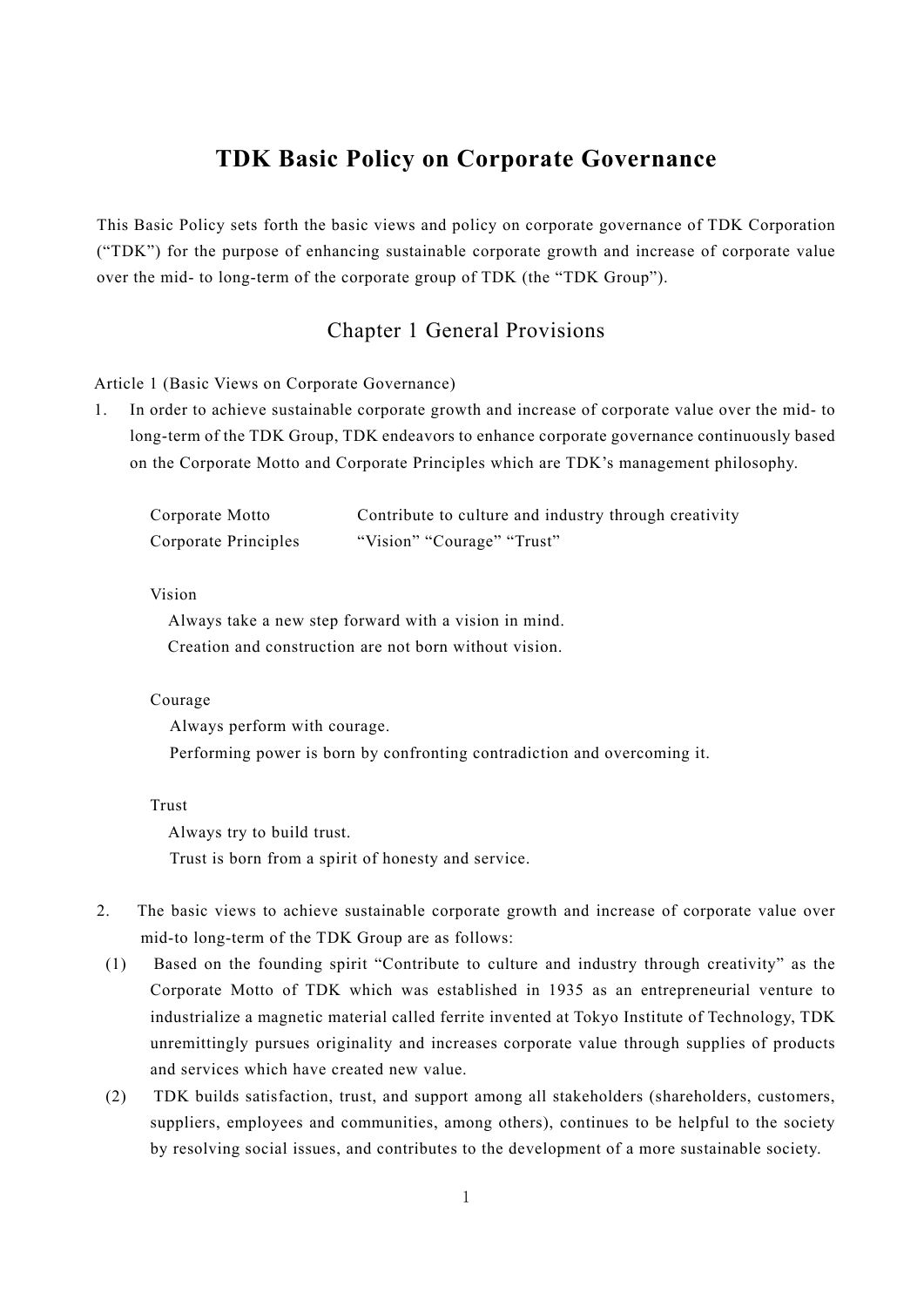# TDK Basic Policy on Corporate Governance

This Basic Policy sets forth the basic views and policy on corporate governance of TDK Corporation ("TDK") for the purpose of enhancing sustainable corporate growth and increase of corporate value over the mid- to long-term of the corporate group of TDK (the "TDK Group").

## Chapter 1 General Provisions

Article 1 (Basic Views on Corporate Governance)

1. In order to achieve sustainable corporate growth and increase of corporate value over the mid- to long-term of the TDK Group, TDK endeavors to enhance corporate governance continuously based on the Corporate Motto and Corporate Principles which are TDK's management philosophy.

   | | |
   |---|---|
   | Corporate Motto | Contribute to culture and industry through creativity |
   | Corporate Principles | "Vision" "Courage" "Trust" |

   Vision
   Always take a new step forward with a vision in mind.
   Creation and construction are not born without vision.

   Courage
   Always perform with courage.
   Performing power is born by confronting contradiction and overcoming it.

   Trust
   Always try to build trust.
   Trust is born from a spirit of honesty and service.

2. The basic views to achieve sustainable corporate growth and increase of corporate value over mid-to long-term of the TDK Group are as follows:
   (1) Based on the founding spirit "Contribute to culture and industry through creativity" as the Corporate Motto of TDK which was established in 1935 as an entrepreneurial venture to industrialize a magnetic material called ferrite invented at Tokyo Institute of Technology, TDK unremittingly pursues originality and increases corporate value through supplies of products and services which have created new value.
   (2) TDK builds satisfaction, trust, and support among all stakeholders (shareholders, customers, suppliers, employees and communities, among others), continues to be helpful to the society by resolving social issues, and contributes to the development of a more sustainable society.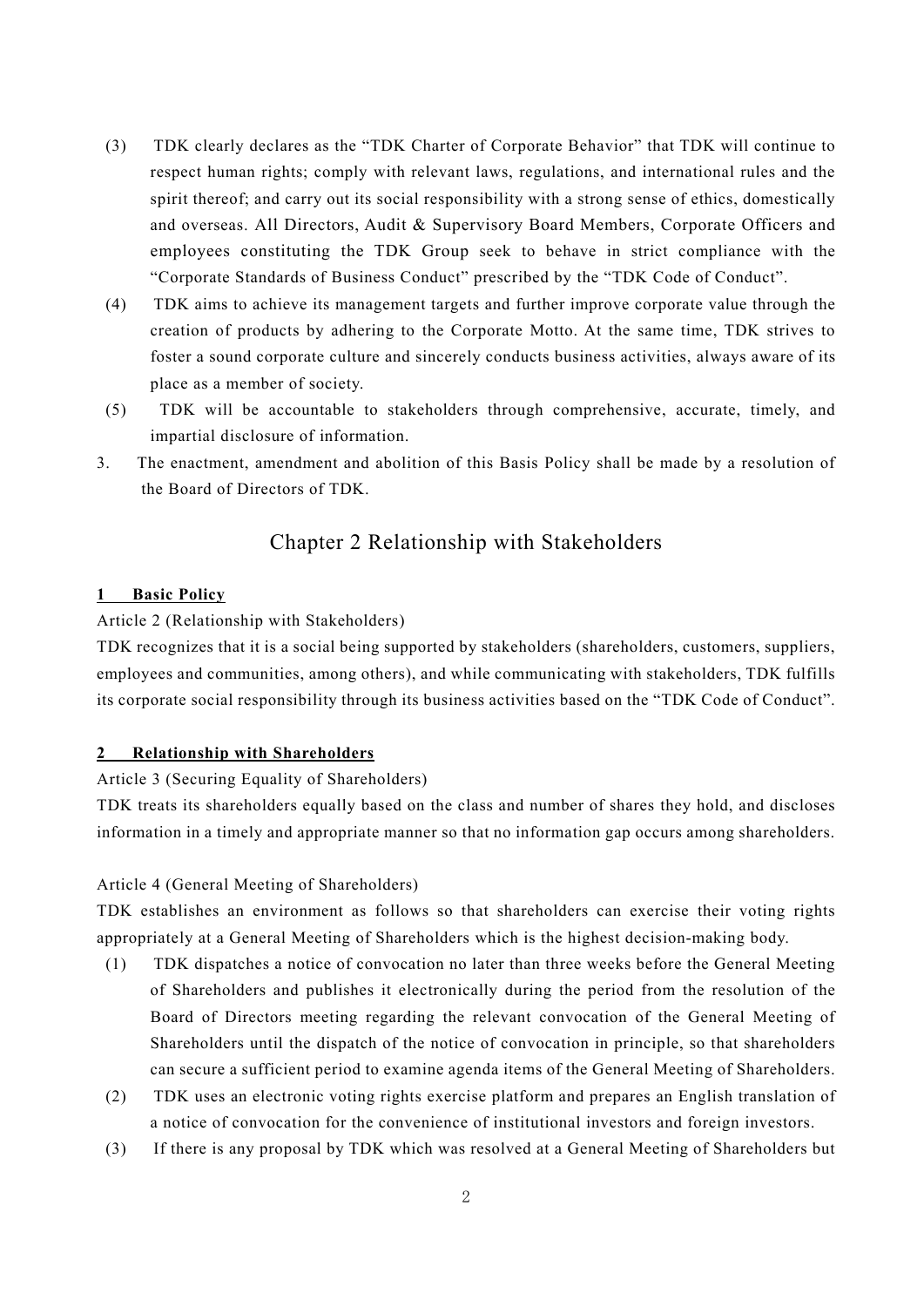(3) TDK clearly declares as the "TDK Charter of Corporate Behavior" that TDK will continue to respect human rights; comply with relevant laws, regulations, and international rules and the spirit thereof; and carry out its social responsibility with a strong sense of ethics, domestically and overseas. All Directors, Audit & Supervisory Board Members, Corporate Officers and employees constituting the TDK Group seek to behave in strict compliance with the "Corporate Standards of Business Conduct" prescribed by the "TDK Code of Conduct".

(4) TDK aims to achieve its management targets and further improve corporate value through the creation of products by adhering to the Corporate Motto. At the same time, TDK strives to foster a sound corporate culture and sincerely conducts business activities, always aware of its place as a member of society.

(5) TDK will be accountable to stakeholders through comprehensive, accurate, timely, and impartial disclosure of information.

3. The enactment, amendment and abolition of this Basis Policy shall be made by a resolution of the Board of Directors of TDK.

## Chapter 2 Relationship with Stakeholders

**1 Basic Policy**

Article 2 (Relationship with Stakeholders)

TDK recognizes that it is a social being supported by stakeholders (shareholders, customers, suppliers, employees and communities, among others), and while communicating with stakeholders, TDK fulfills its corporate social responsibility through its business activities based on the "TDK Code of Conduct".

**2 Relationship with Shareholders**

Article 3 (Securing Equality of Shareholders)

TDK treats its shareholders equally based on the class and number of shares they hold, and discloses information in a timely and appropriate manner so that no information gap occurs among shareholders.

Article 4 (General Meeting of Shareholders)

TDK establishes an environment as follows so that shareholders can exercise their voting rights appropriately at a General Meeting of Shareholders which is the highest decision-making body.

(1) TDK dispatches a notice of convocation no later than three weeks before the General Meeting of Shareholders and publishes it electronically during the period from the resolution of the Board of Directors meeting regarding the relevant convocation of the General Meeting of Shareholders until the dispatch of the notice of convocation in principle, so that shareholders can secure a sufficient period to examine agenda items of the General Meeting of Shareholders.

(2) TDK uses an electronic voting rights exercise platform and prepares an English translation of a notice of convocation for the convenience of institutional investors and foreign investors.

(3) If there is any proposal by TDK which was resolved at a General Meeting of Shareholders but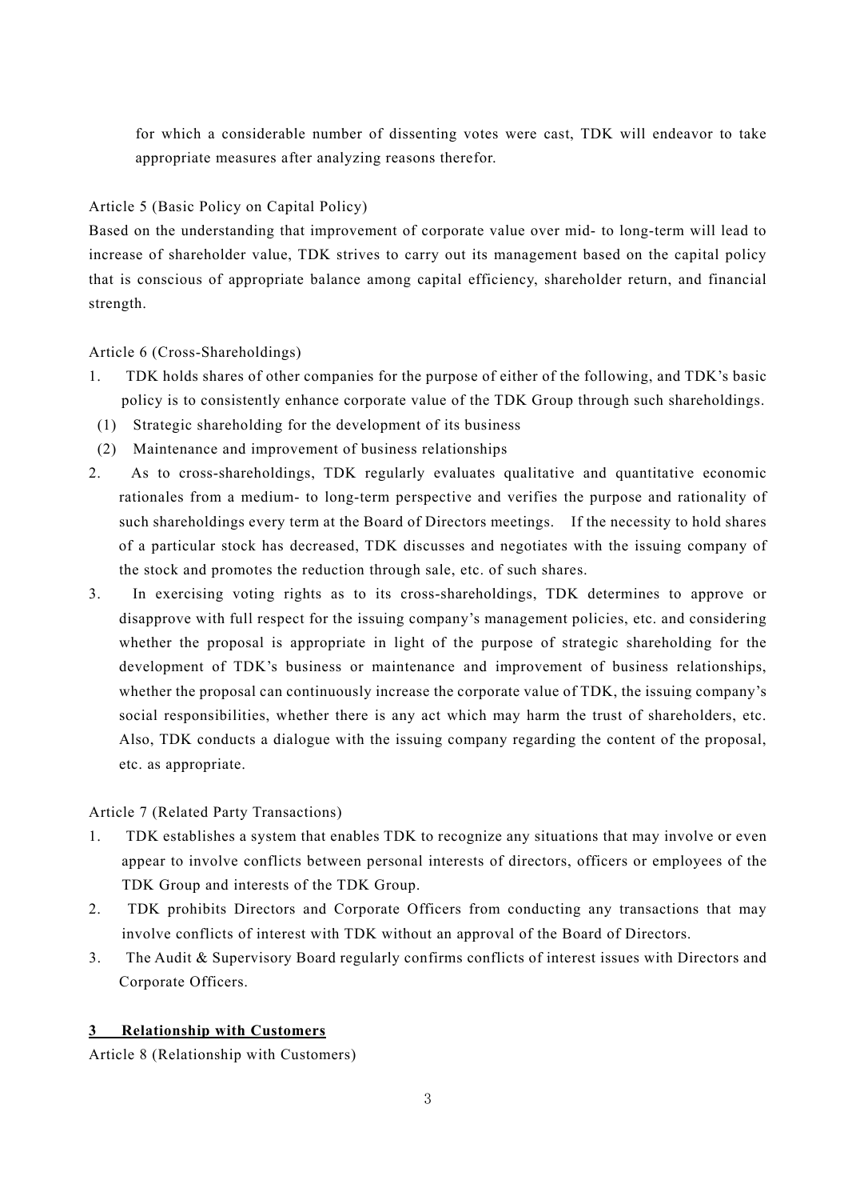for which a considerable number of dissenting votes were cast, TDK will endeavor to take appropriate measures after analyzing reasons therefor.

Article 5 (Basic Policy on Capital Policy)

Based on the understanding that improvement of corporate value over mid- to long-term will lead to increase of shareholder value, TDK strives to carry out its management based on the capital policy that is conscious of appropriate balance among capital efficiency, shareholder return, and financial strength.

Article 6 (Cross-Shareholdings)

1. TDK holds shares of other companies for the purpose of either of the following, and TDK's basic policy is to consistently enhance corporate value of the TDK Group through such shareholdings.
   (1) Strategic shareholding for the development of its business
   (2) Maintenance and improvement of business relationships
2. As to cross-shareholdings, TDK regularly evaluates qualitative and quantitative economic rationales from a medium- to long-term perspective and verifies the purpose and rationality of such shareholdings every term at the Board of Directors meetings. If the necessity to hold shares of a particular stock has decreased, TDK discusses and negotiates with the issuing company of the stock and promotes the reduction through sale, etc. of such shares.
3. In exercising voting rights as to its cross-shareholdings, TDK determines to approve or disapprove with full respect for the issuing company's management policies, etc. and considering whether the proposal is appropriate in light of the purpose of strategic shareholding for the development of TDK's business or maintenance and improvement of business relationships, whether the proposal can continuously increase the corporate value of TDK, the issuing company's social responsibilities, whether there is any act which may harm the trust of shareholders, etc. Also, TDK conducts a dialogue with the issuing company regarding the content of the proposal, etc. as appropriate.

Article 7 (Related Party Transactions)

1. TDK establishes a system that enables TDK to recognize any situations that may involve or even appear to involve conflicts between personal interests of directors, officers or employees of the TDK Group and interests of the TDK Group.
2. TDK prohibits Directors and Corporate Officers from conducting any transactions that may involve conflicts of interest with TDK without an approval of the Board of Directors.
3. The Audit & Supervisory Board regularly confirms conflicts of interest issues with Directors and Corporate Officers.

## 3 Relationship with Customers

Article 8 (Relationship with Customers)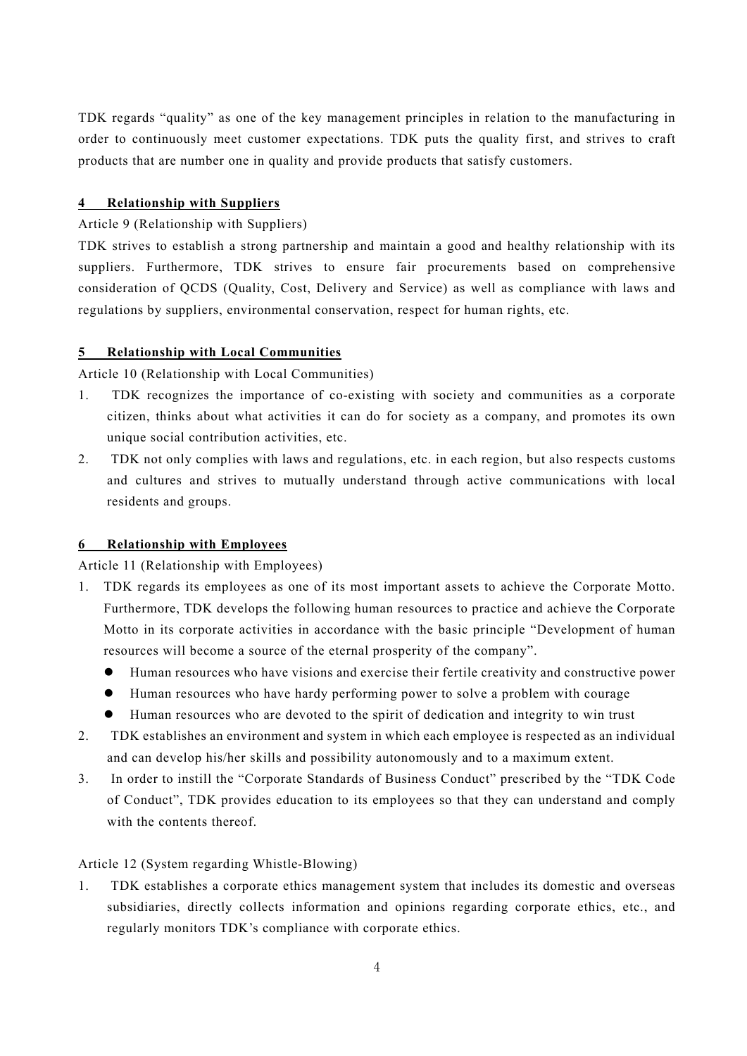TDK regards "quality" as one of the key management principles in relation to the manufacturing in order to continuously meet customer expectations. TDK puts the quality first, and strives to craft products that are number one in quality and provide products that satisfy customers.

## 4 Relationship with Suppliers

Article 9 (Relationship with Suppliers)

TDK strives to establish a strong partnership and maintain a good and healthy relationship with its suppliers. Furthermore, TDK strives to ensure fair procurements based on comprehensive consideration of QCDS (Quality, Cost, Delivery and Service) as well as compliance with laws and regulations by suppliers, environmental conservation, respect for human rights, etc.

## 5 Relationship with Local Communities

Article 10 (Relationship with Local Communities)

1. TDK recognizes the importance of co-existing with society and communities as a corporate citizen, thinks about what activities it can do for society as a company, and promotes its own unique social contribution activities, etc.
2. TDK not only complies with laws and regulations, etc. in each region, but also respects customs and cultures and strives to mutually understand through active communications with local residents and groups.

## 6 Relationship with Employees

Article 11 (Relationship with Employees)

1. TDK regards its employees as one of its most important assets to achieve the Corporate Motto. Furthermore, TDK develops the following human resources to practice and achieve the Corporate Motto in its corporate activities in accordance with the basic principle "Development of human resources will become a source of the eternal prosperity of the company".
   - Human resources who have visions and exercise their fertile creativity and constructive power
   - Human resources who have hardy performing power to solve a problem with courage
   - Human resources who are devoted to the spirit of dedication and integrity to win trust
2. TDK establishes an environment and system in which each employee is respected as an individual and can develop his/her skills and possibility autonomously and to a maximum extent.
3. In order to instill the "Corporate Standards of Business Conduct" prescribed by the "TDK Code of Conduct", TDK provides education to its employees so that they can understand and comply with the contents thereof.

Article 12 (System regarding Whistle-Blowing)

1. TDK establishes a corporate ethics management system that includes its domestic and overseas subsidiaries, directly collects information and opinions regarding corporate ethics, etc., and regularly monitors TDK's compliance with corporate ethics.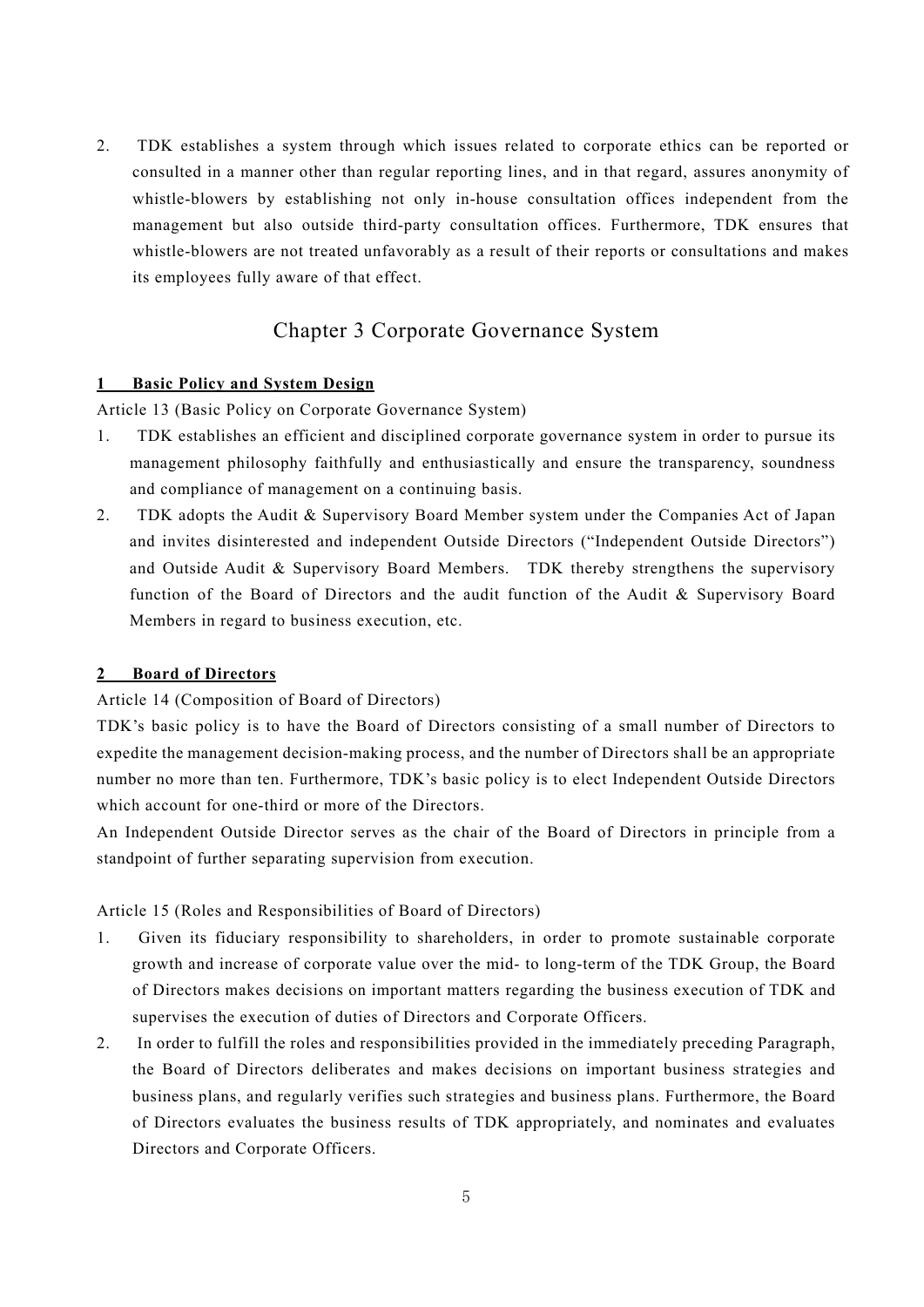2. TDK establishes a system through which issues related to corporate ethics can be reported or consulted in a manner other than regular reporting lines, and in that regard, assures anonymity of whistle-blowers by establishing not only in-house consultation offices independent from the management but also outside third-party consultation offices. Furthermore, TDK ensures that whistle-blowers are not treated unfavorably as a result of their reports or consultations and makes its employees fully aware of that effect.

## Chapter 3 Corporate Governance System

### 1 Basic Policy and System Design

Article 13 (Basic Policy on Corporate Governance System)

1. TDK establishes an efficient and disciplined corporate governance system in order to pursue its management philosophy faithfully and enthusiastically and ensure the transparency, soundness and compliance of management on a continuing basis.
2. TDK adopts the Audit & Supervisory Board Member system under the Companies Act of Japan and invites disinterested and independent Outside Directors ("Independent Outside Directors") and Outside Audit & Supervisory Board Members. TDK thereby strengthens the supervisory function of the Board of Directors and the audit function of the Audit & Supervisory Board Members in regard to business execution, etc.

### 2 Board of Directors

Article 14 (Composition of Board of Directors)

TDK's basic policy is to have the Board of Directors consisting of a small number of Directors to expedite the management decision-making process, and the number of Directors shall be an appropriate number no more than ten. Furthermore, TDK's basic policy is to elect Independent Outside Directors which account for one-third or more of the Directors.

An Independent Outside Director serves as the chair of the Board of Directors in principle from a standpoint of further separating supervision from execution.

Article 15 (Roles and Responsibilities of Board of Directors)

1. Given its fiduciary responsibility to shareholders, in order to promote sustainable corporate growth and increase of corporate value over the mid- to long-term of the TDK Group, the Board of Directors makes decisions on important matters regarding the business execution of TDK and supervises the execution of duties of Directors and Corporate Officers.
2. In order to fulfill the roles and responsibilities provided in the immediately preceding Paragraph, the Board of Directors deliberates and makes decisions on important business strategies and business plans, and regularly verifies such strategies and business plans. Furthermore, the Board of Directors evaluates the business results of TDK appropriately, and nominates and evaluates Directors and Corporate Officers.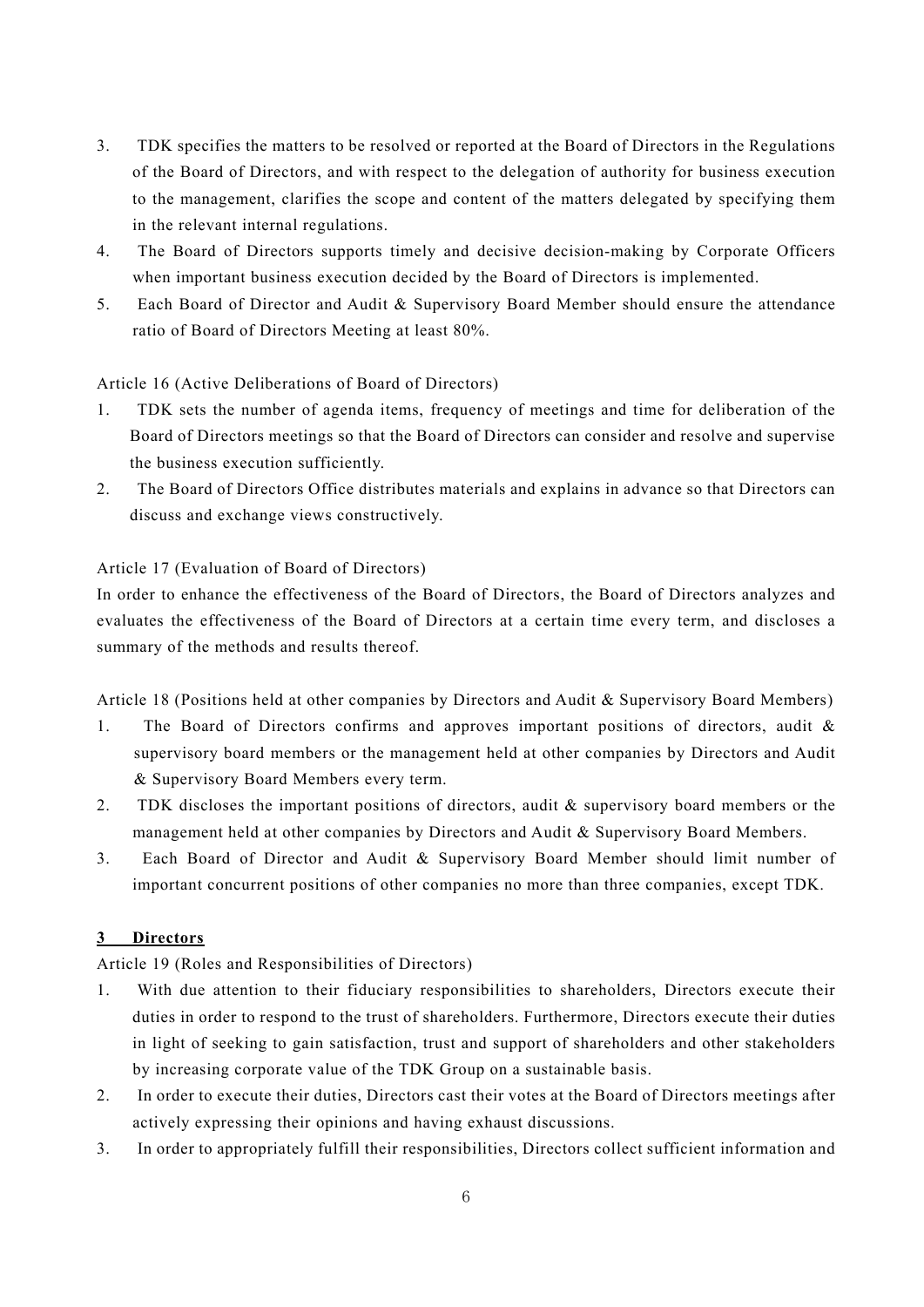3. TDK specifies the matters to be resolved or reported at the Board of Directors in the Regulations of the Board of Directors, and with respect to the delegation of authority for business execution to the management, clarifies the scope and content of the matters delegated by specifying them in the relevant internal regulations.
4. The Board of Directors supports timely and decisive decision-making by Corporate Officers when important business execution decided by the Board of Directors is implemented.
5. Each Board of Director and Audit & Supervisory Board Member should ensure the attendance ratio of Board of Directors Meeting at least 80%.

Article 16 (Active Deliberations of Board of Directors)

1. TDK sets the number of agenda items, frequency of meetings and time for deliberation of the Board of Directors meetings so that the Board of Directors can consider and resolve and supervise the business execution sufficiently.
2. The Board of Directors Office distributes materials and explains in advance so that Directors can discuss and exchange views constructively.

Article 17 (Evaluation of Board of Directors)

In order to enhance the effectiveness of the Board of Directors, the Board of Directors analyzes and evaluates the effectiveness of the Board of Directors at a certain time every term, and discloses a summary of the methods and results thereof.

Article 18 (Positions held at other companies by Directors and Audit & Supervisory Board Members)

1. The Board of Directors confirms and approves important positions of directors, audit & supervisory board members or the management held at other companies by Directors and Audit & Supervisory Board Members every term.
2. TDK discloses the important positions of directors, audit & supervisory board members or the management held at other companies by Directors and Audit & Supervisory Board Members.
3. Each Board of Director and Audit & Supervisory Board Member should limit number of important concurrent positions of other companies no more than three companies, except TDK.

## 3 Directors

Article 19 (Roles and Responsibilities of Directors)

1. With due attention to their fiduciary responsibilities to shareholders, Directors execute their duties in order to respond to the trust of shareholders. Furthermore, Directors execute their duties in light of seeking to gain satisfaction, trust and support of shareholders and other stakeholders by increasing corporate value of the TDK Group on a sustainable basis.
2. In order to execute their duties, Directors cast their votes at the Board of Directors meetings after actively expressing their opinions and having exhaust discussions.
3. In order to appropriately fulfill their responsibilities, Directors collect sufficient information and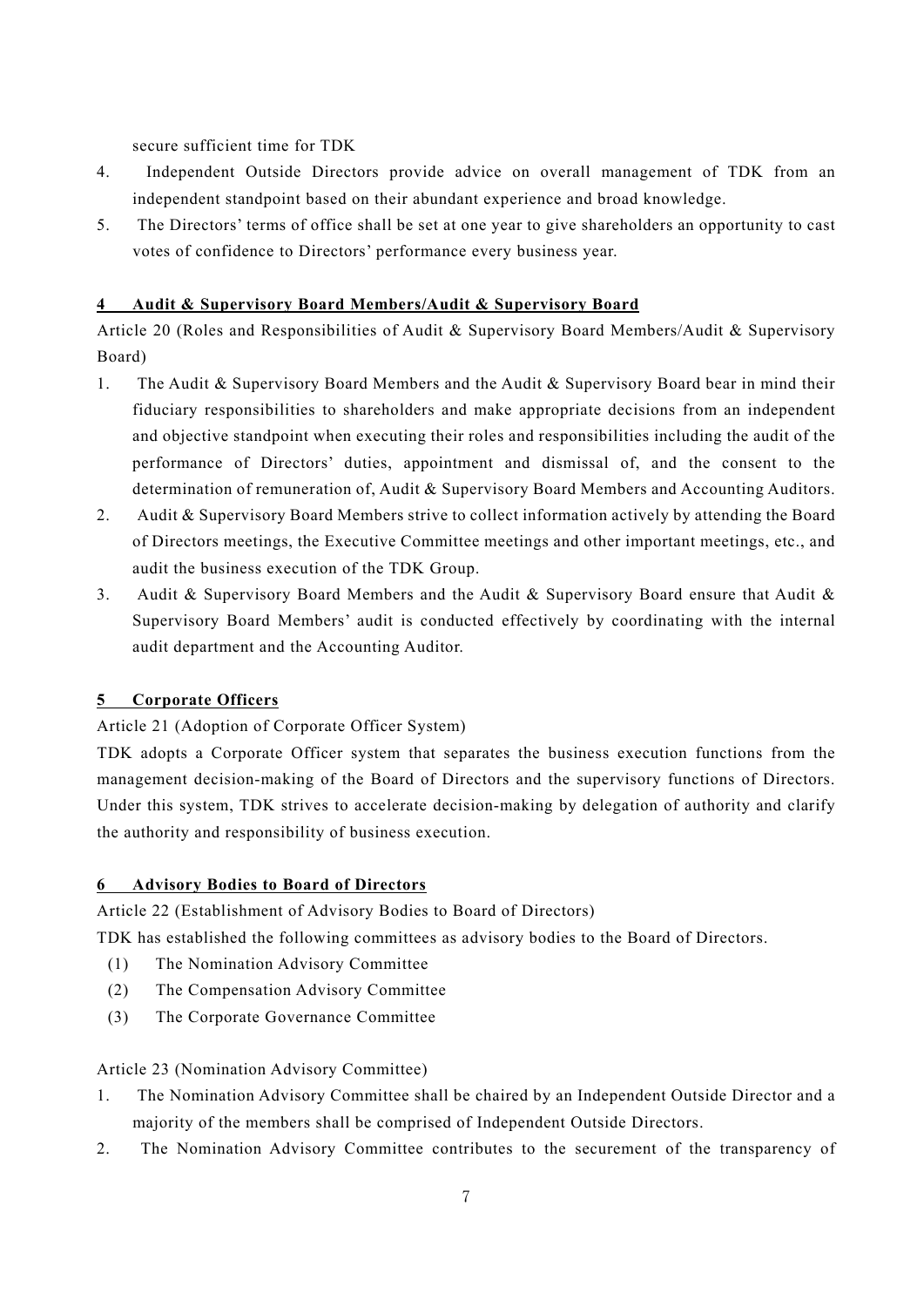secure sufficient time for TDK

4. Independent Outside Directors provide advice on overall management of TDK from an independent standpoint based on their abundant experience and broad knowledge.
5. The Directors' terms of office shall be set at one year to give shareholders an opportunity to cast votes of confidence to Directors' performance every business year.

## 4 Audit & Supervisory Board Members/Audit & Supervisory Board

Article 20 (Roles and Responsibilities of Audit & Supervisory Board Members/Audit & Supervisory Board)

1. The Audit & Supervisory Board Members and the Audit & Supervisory Board bear in mind their fiduciary responsibilities to shareholders and make appropriate decisions from an independent and objective standpoint when executing their roles and responsibilities including the audit of the performance of Directors' duties, appointment and dismissal of, and the consent to the determination of remuneration of, Audit & Supervisory Board Members and Accounting Auditors.
2. Audit & Supervisory Board Members strive to collect information actively by attending the Board of Directors meetings, the Executive Committee meetings and other important meetings, etc., and audit the business execution of the TDK Group.
3. Audit & Supervisory Board Members and the Audit & Supervisory Board ensure that Audit & Supervisory Board Members' audit is conducted effectively by coordinating with the internal audit department and the Accounting Auditor.

## 5 Corporate Officers

Article 21 (Adoption of Corporate Officer System)

TDK adopts a Corporate Officer system that separates the business execution functions from the management decision-making of the Board of Directors and the supervisory functions of Directors. Under this system, TDK strives to accelerate decision-making by delegation of authority and clarify the authority and responsibility of business execution.

## 6 Advisory Bodies to Board of Directors

Article 22 (Establishment of Advisory Bodies to Board of Directors)

TDK has established the following committees as advisory bodies to the Board of Directors.

(1) The Nomination Advisory Committee
(2) The Compensation Advisory Committee
(3) The Corporate Governance Committee

Article 23 (Nomination Advisory Committee)

1. The Nomination Advisory Committee shall be chaired by an Independent Outside Director and a majority of the members shall be comprised of Independent Outside Directors.
2. The Nomination Advisory Committee contributes to the securement of the transparency of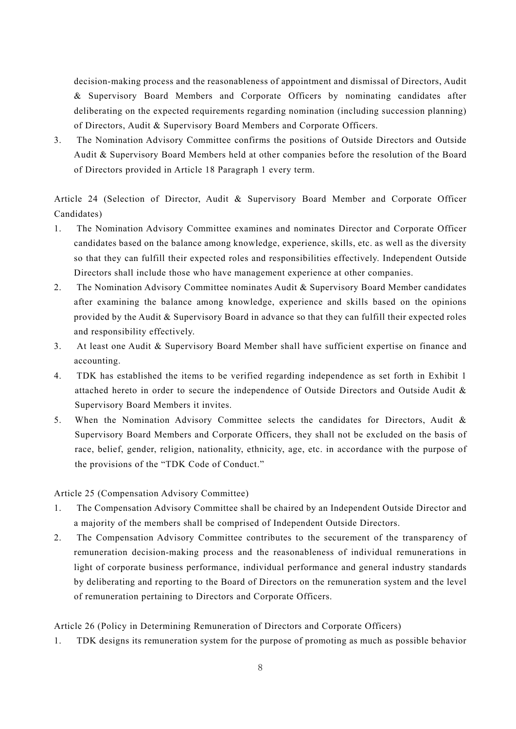decision-making process and the reasonableness of appointment and dismissal of Directors, Audit & Supervisory Board Members and Corporate Officers by nominating candidates after deliberating on the expected requirements regarding nomination (including succession planning) of Directors, Audit & Supervisory Board Members and Corporate Officers.

3. The Nomination Advisory Committee confirms the positions of Outside Directors and Outside Audit & Supervisory Board Members held at other companies before the resolution of the Board of Directors provided in Article 18 Paragraph 1 every term.

Article 24 (Selection of Director, Audit & Supervisory Board Member and Corporate Officer Candidates)

1. The Nomination Advisory Committee examines and nominates Director and Corporate Officer candidates based on the balance among knowledge, experience, skills, etc. as well as the diversity so that they can fulfill their expected roles and responsibilities effectively. Independent Outside Directors shall include those who have management experience at other companies.
2. The Nomination Advisory Committee nominates Audit & Supervisory Board Member candidates after examining the balance among knowledge, experience and skills based on the opinions provided by the Audit & Supervisory Board in advance so that they can fulfill their expected roles and responsibility effectively.
3. At least one Audit & Supervisory Board Member shall have sufficient expertise on finance and accounting.
4. TDK has established the items to be verified regarding independence as set forth in Exhibit 1 attached hereto in order to secure the independence of Outside Directors and Outside Audit & Supervisory Board Members it invites.
5. When the Nomination Advisory Committee selects the candidates for Directors, Audit & Supervisory Board Members and Corporate Officers, they shall not be excluded on the basis of race, belief, gender, religion, nationality, ethnicity, age, etc. in accordance with the purpose of the provisions of the "TDK Code of Conduct."

Article 25 (Compensation Advisory Committee)

1. The Compensation Advisory Committee shall be chaired by an Independent Outside Director and a majority of the members shall be comprised of Independent Outside Directors.
2. The Compensation Advisory Committee contributes to the securement of the transparency of remuneration decision-making process and the reasonableness of individual remunerations in light of corporate business performance, individual performance and general industry standards by deliberating and reporting to the Board of Directors on the remuneration system and the level of remuneration pertaining to Directors and Corporate Officers.

Article 26 (Policy in Determining Remuneration of Directors and Corporate Officers)

1. TDK designs its remuneration system for the purpose of promoting as much as possible behavior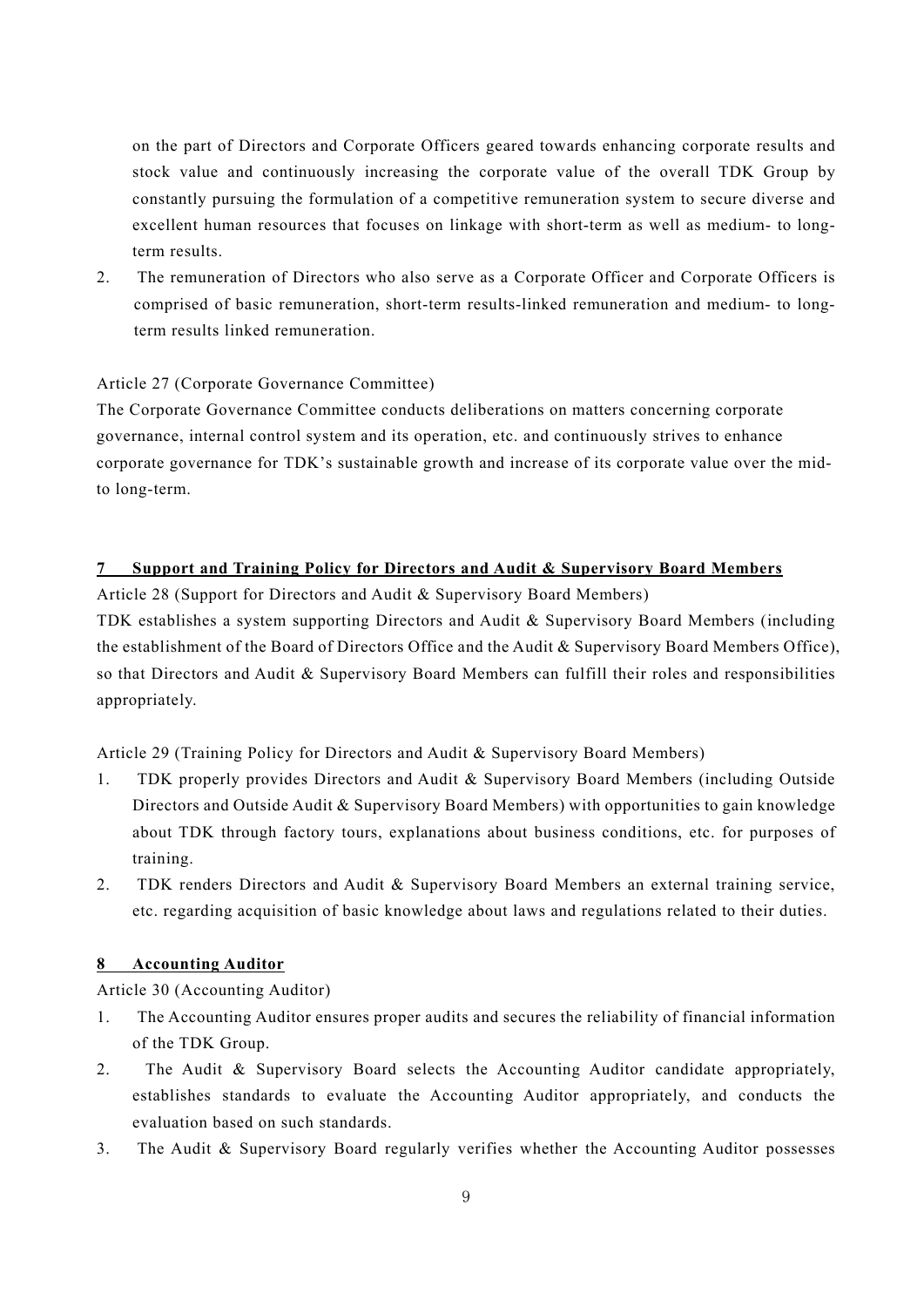on the part of Directors and Corporate Officers geared towards enhancing corporate results and stock value and continuously increasing the corporate value of the overall TDK Group by constantly pursuing the formulation of a competitive remuneration system to secure diverse and excellent human resources that focuses on linkage with short-term as well as medium- to long-term results.

2. The remuneration of Directors who also serve as a Corporate Officer and Corporate Officers is comprised of basic remuneration, short-term results-linked remuneration and medium- to long-term results linked remuneration.

Article 27 (Corporate Governance Committee)

The Corporate Governance Committee conducts deliberations on matters concerning corporate governance, internal control system and its operation, etc. and continuously strives to enhance corporate governance for TDK's sustainable growth and increase of its corporate value over the mid- to long-term.

## 7 Support and Training Policy for Directors and Audit & Supervisory Board Members

Article 28 (Support for Directors and Audit & Supervisory Board Members)

TDK establishes a system supporting Directors and Audit & Supervisory Board Members (including the establishment of the Board of Directors Office and the Audit & Supervisory Board Members Office), so that Directors and Audit & Supervisory Board Members can fulfill their roles and responsibilities appropriately.

Article 29 (Training Policy for Directors and Audit & Supervisory Board Members)

1. TDK properly provides Directors and Audit & Supervisory Board Members (including Outside Directors and Outside Audit & Supervisory Board Members) with opportunities to gain knowledge about TDK through factory tours, explanations about business conditions, etc. for purposes of training.
2. TDK renders Directors and Audit & Supervisory Board Members an external training service, etc. regarding acquisition of basic knowledge about laws and regulations related to their duties.

## 8 Accounting Auditor

Article 30 (Accounting Auditor)

1. The Accounting Auditor ensures proper audits and secures the reliability of financial information of the TDK Group.
2. The Audit & Supervisory Board selects the Accounting Auditor candidate appropriately, establishes standards to evaluate the Accounting Auditor appropriately, and conducts the evaluation based on such standards.
3. The Audit & Supervisory Board regularly verifies whether the Accounting Auditor possesses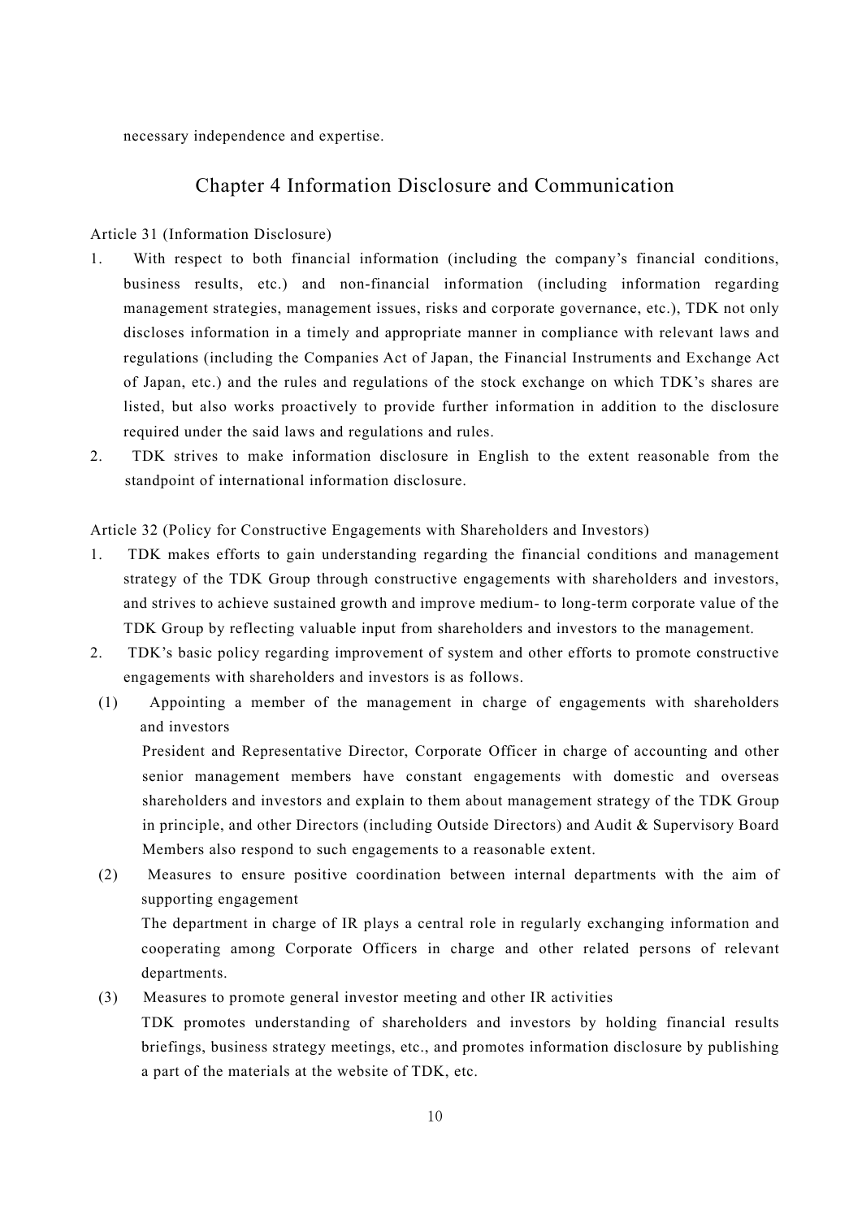necessary independence and expertise.

## Chapter 4 Information Disclosure and Communication

Article 31 (Information Disclosure)

1. With respect to both financial information (including the company's financial conditions, business results, etc.) and non-financial information (including information regarding management strategies, management issues, risks and corporate governance, etc.), TDK not only discloses information in a timely and appropriate manner in compliance with relevant laws and regulations (including the Companies Act of Japan, the Financial Instruments and Exchange Act of Japan, etc.) and the rules and regulations of the stock exchange on which TDK's shares are listed, but also works proactively to provide further information in addition to the disclosure required under the said laws and regulations and rules.
2. TDK strives to make information disclosure in English to the extent reasonable from the standpoint of international information disclosure.

Article 32 (Policy for Constructive Engagements with Shareholders and Investors)

1. TDK makes efforts to gain understanding regarding the financial conditions and management strategy of the TDK Group through constructive engagements with shareholders and investors, and strives to achieve sustained growth and improve medium- to long-term corporate value of the TDK Group by reflecting valuable input from shareholders and investors to the management.
2. TDK's basic policy regarding improvement of system and other efforts to promote constructive engagements with shareholders and investors is as follows.

(1) Appointing a member of the management in charge of engagements with shareholders and investors

President and Representative Director, Corporate Officer in charge of accounting and other senior management members have constant engagements with domestic and overseas shareholders and investors and explain to them about management strategy of the TDK Group in principle, and other Directors (including Outside Directors) and Audit & Supervisory Board Members also respond to such engagements to a reasonable extent.

(2) Measures to ensure positive coordination between internal departments with the aim of supporting engagement

The department in charge of IR plays a central role in regularly exchanging information and cooperating among Corporate Officers in charge and other related persons of relevant departments.

(3) Measures to promote general investor meeting and other IR activities

TDK promotes understanding of shareholders and investors by holding financial results briefings, business strategy meetings, etc., and promotes information disclosure by publishing a part of the materials at the website of TDK, etc.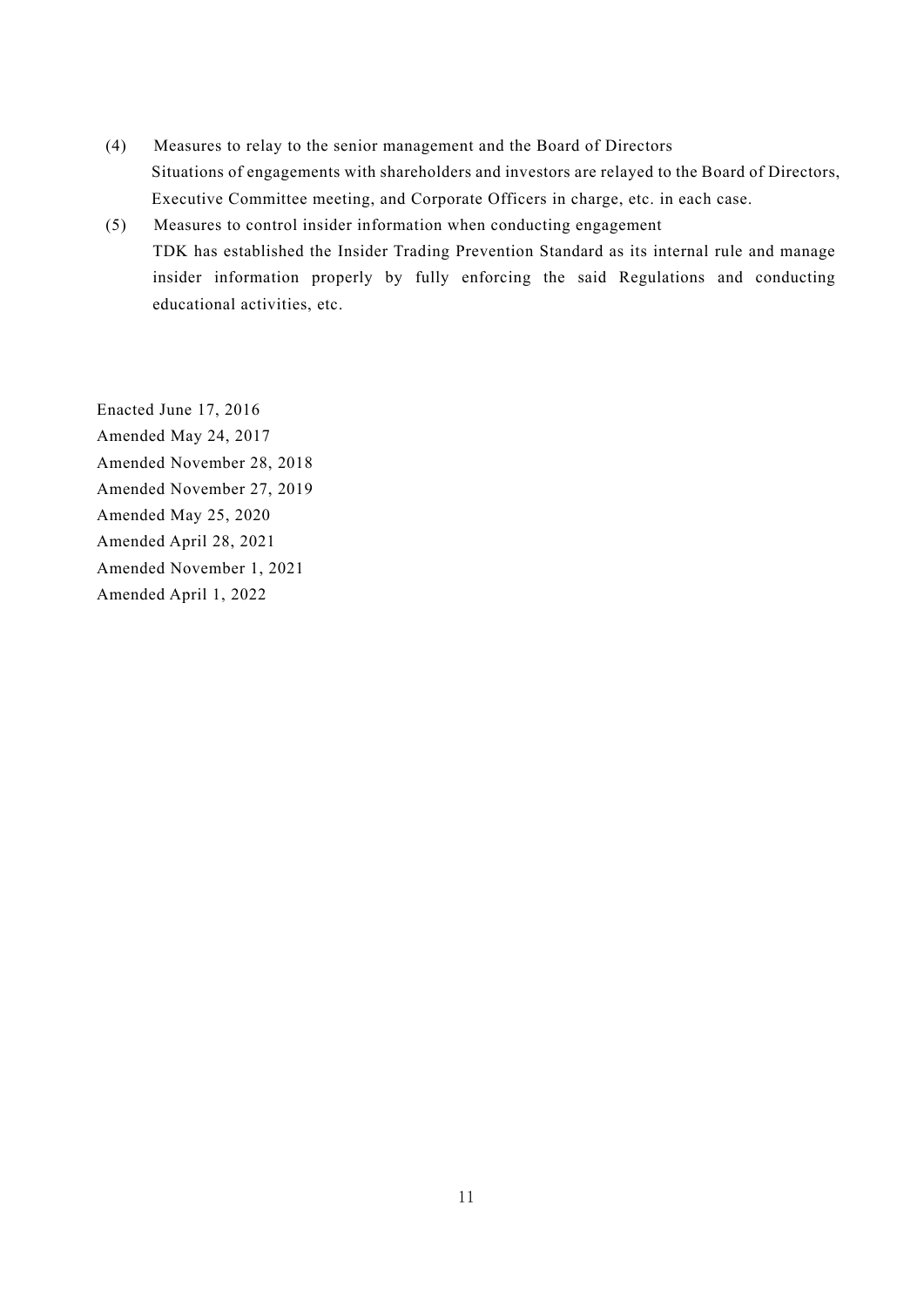(4) Measures to relay to the senior management and the Board of Directors

Situations of engagements with shareholders and investors are relayed to the Board of Directors, Executive Committee meeting, and Corporate Officers in charge, etc. in each case.

(5) Measures to control insider information when conducting engagement

TDK has established the Insider Trading Prevention Standard as its internal rule and manage insider information properly by fully enforcing the said Regulations and conducting educational activities, etc.

Enacted June 17, 2016
Amended May 24, 2017
Amended November 28, 2018
Amended November 27, 2019
Amended May 25, 2020
Amended April 28, 2021
Amended November 1, 2021
Amended April 1, 2022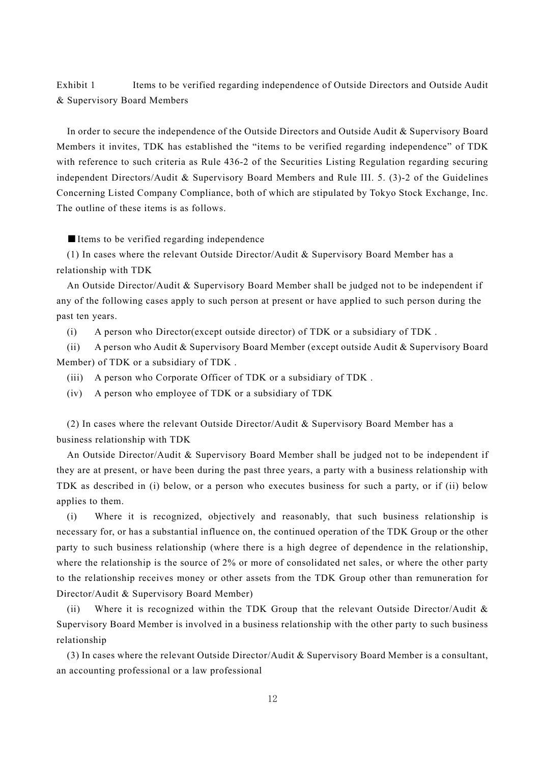Exhibit 1 Items to be verified regarding independence of Outside Directors and Outside Audit & Supervisory Board Members

In order to secure the independence of the Outside Directors and Outside Audit & Supervisory Board Members it invites, TDK has established the "items to be verified regarding independence" of TDK with reference to such criteria as Rule 436-2 of the Securities Listing Regulation regarding securing independent Directors/Audit & Supervisory Board Members and Rule III. 5. (3)-2 of the Guidelines Concerning Listed Company Compliance, both of which are stipulated by Tokyo Stock Exchange, Inc. The outline of these items is as follows.

■Items to be verified regarding independence

(1) In cases where the relevant Outside Director/Audit & Supervisory Board Member has a relationship with TDK

An Outside Director/Audit & Supervisory Board Member shall be judged not to be independent if any of the following cases apply to such person at present or have applied to such person during the past ten years.

(i) A person who Director(except outside director) of TDK or a subsidiary of TDK .

(ii) A person who Audit & Supervisory Board Member (except outside Audit & Supervisory Board Member) of TDK or a subsidiary of TDK .

(iii) A person who Corporate Officer of TDK or a subsidiary of TDK .

(iv) A person who employee of TDK or a subsidiary of TDK

(2) In cases where the relevant Outside Director/Audit & Supervisory Board Member has a business relationship with TDK

An Outside Director/Audit & Supervisory Board Member shall be judged not to be independent if they are at present, or have been during the past three years, a party with a business relationship with TDK as described in (i) below, or a person who executes business for such a party, or if (ii) below applies to them.

(i) Where it is recognized, objectively and reasonably, that such business relationship is necessary for, or has a substantial influence on, the continued operation of the TDK Group or the other party to such business relationship (where there is a high degree of dependence in the relationship, where the relationship is the source of 2% or more of consolidated net sales, or where the other party to the relationship receives money or other assets from the TDK Group other than remuneration for Director/Audit & Supervisory Board Member)

(ii) Where it is recognized within the TDK Group that the relevant Outside Director/Audit & Supervisory Board Member is involved in a business relationship with the other party to such business relationship

(3) In cases where the relevant Outside Director/Audit & Supervisory Board Member is a consultant, an accounting professional or a law professional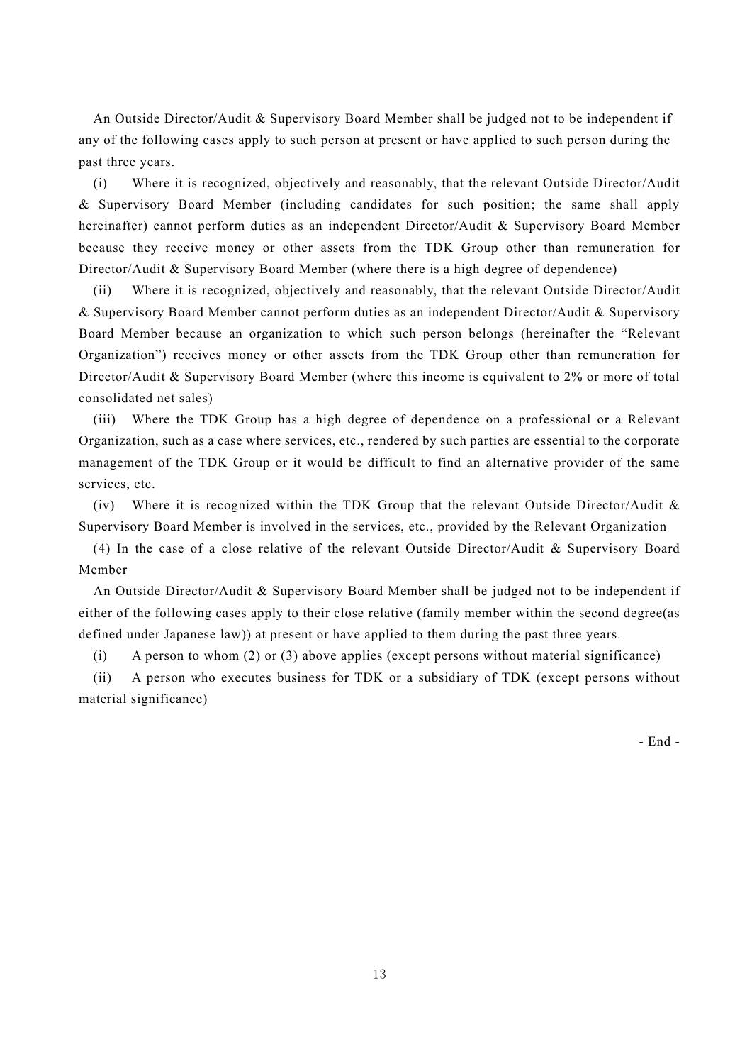An Outside Director/Audit & Supervisory Board Member shall be judged not to be independent if any of the following cases apply to such person at present or have applied to such person during the past three years.

(i) Where it is recognized, objectively and reasonably, that the relevant Outside Director/Audit & Supervisory Board Member (including candidates for such position; the same shall apply hereinafter) cannot perform duties as an independent Director/Audit & Supervisory Board Member because they receive money or other assets from the TDK Group other than remuneration for Director/Audit & Supervisory Board Member (where there is a high degree of dependence)

(ii) Where it is recognized, objectively and reasonably, that the relevant Outside Director/Audit & Supervisory Board Member cannot perform duties as an independent Director/Audit & Supervisory Board Member because an organization to which such person belongs (hereinafter the "Relevant Organization") receives money or other assets from the TDK Group other than remuneration for Director/Audit & Supervisory Board Member (where this income is equivalent to 2% or more of total consolidated net sales)

(iii) Where the TDK Group has a high degree of dependence on a professional or a Relevant Organization, such as a case where services, etc., rendered by such parties are essential to the corporate management of the TDK Group or it would be difficult to find an alternative provider of the same services, etc.

(iv) Where it is recognized within the TDK Group that the relevant Outside Director/Audit & Supervisory Board Member is involved in the services, etc., provided by the Relevant Organization

(4) In the case of a close relative of the relevant Outside Director/Audit & Supervisory Board Member

An Outside Director/Audit & Supervisory Board Member shall be judged not to be independent if either of the following cases apply to their close relative (family member within the second degree(as defined under Japanese law)) at present or have applied to them during the past three years.

(i) A person to whom (2) or (3) above applies (except persons without material significance)

(ii) A person who executes business for TDK or a subsidiary of TDK (except persons without material significance)

- End -